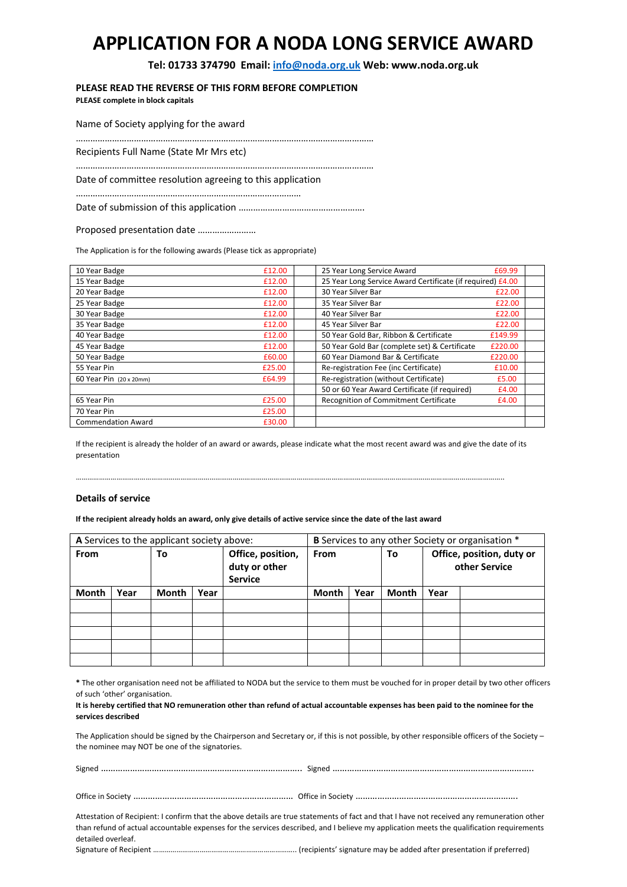# APPLICATION FOR A NODA LONG SERVICE AWARD

**Tel: 01733 374790 Email: info@noda.org.uk Web: www.noda.org.uk**

**PLEASE READ THE REVERSE OF THIS FORM BEFORE COMPLETION**

**PLEASE complete in block capitals**

Name of Society applying for the award

………………………………………………………………………………………………………………

Recipients Full Name (State Mr Mrs etc)

………………………………………………………………………………………………………………

Date of committee resolution agreeing to this application

…………………………………………………………………………………

Date of submission of this application …………………………………………….

Proposed presentation date ……………………

The Application is for the following awards (Please tick as appropriate)

| Award | Price | Tick | Award | Price | Tick |
|---|---|---|---|---|---|
| 10 Year Badge | £12.00 | | 25 Year Long Service Award | £69.99 | |
| 15 Year Badge | £12.00 | | 25 Year Long Service Award Certificate (if required) | £4.00 | |
| 20 Year Badge | £12.00 | | 30 Year Silver Bar | £22.00 | |
| 25 Year Badge | £12.00 | | 35 Year Silver Bar | £22.00 | |
| 30 Year Badge | £12.00 | | 40 Year Silver Bar | £22.00 | |
| 35 Year Badge | £12.00 | | 45 Year Silver Bar | £22.00 | |
| 40 Year Badge | £12.00 | | 50 Year Gold Bar, Ribbon & Certificate | £149.99 | |
| 45 Year Badge | £12.00 | | 50 Year Gold Bar (complete set) & Certificate | £220.00 | |
| 50 Year Badge | £60.00 | | 60 Year Diamond Bar & Certificate | £220.00 | |
| 55 Year Pin | £25.00 | | Re-registration Fee (inc Certificate) | £10.00 | |
| 60 Year Pin (20 x 20mm) | £64.99 | | Re-registration (without Certificate) | £5.00 | |
| | | | 50 or 60 Year Award Certificate (if required) | £4.00 | |
| 65 Year Pin | £25.00 | | Recognition of Commitment Certificate | £4.00 | |
| 70 Year Pin | £25.00 | | | | |
| Commendation Award | £30.00 | | | | |

If the recipient is already the holder of an award or awards, please indicate what the most recent award was and give the date of its presentation

……………………………………………………………………………………………………………………………………………………………………………………………………

### Details of service

**If the recipient already holds an award, only give details of active service since the date of the last award**

| **A** Services to the applicant society above: | | | | | **B** Services to any other Society or organisation * | | | | |
|---|---|---|---|---|---|---|---|---|---|
| **From** | | **To** | | **Office, position, duty or other Service** | **From** | | **To** | | **Office, position, duty or other Service** |
| **Month** | **Year** | **Month** | **Year** | | **Month** | **Year** | **Month** | **Year** | |
| | | | | | | | | | |
| | | | | | | | | | |
| | | | | | | | | | |
| | | | | | | | | | |
| | | | | | | | | | |

**\*** The other organisation need not be affiliated to NODA but the service to them must be vouched for in proper detail by two other officers of such 'other' organisation.

**It is hereby certified that NO remuneration other than refund of actual accountable expenses has been paid to the nominee for the services described**

The Application should be signed by the Chairperson and Secretary or, if this is not possible, by other responsible officers of the Society – the nominee may NOT be one of the signatories.

Signed ………………………………………………………………………. Signed ……………………………………………………………………….

Office in Society ……………………………………………………… Office in Society ……………………………………………………….

Attestation of Recipient: I confirm that the above details are true statements of fact and that I have not received any remuneration other than refund of actual accountable expenses for the services described, and I believe my application meets the qualification requirements detailed overleaf.

Signature of Recipient ……………………………………………………………. (recipients' signature may be added after presentation if preferred)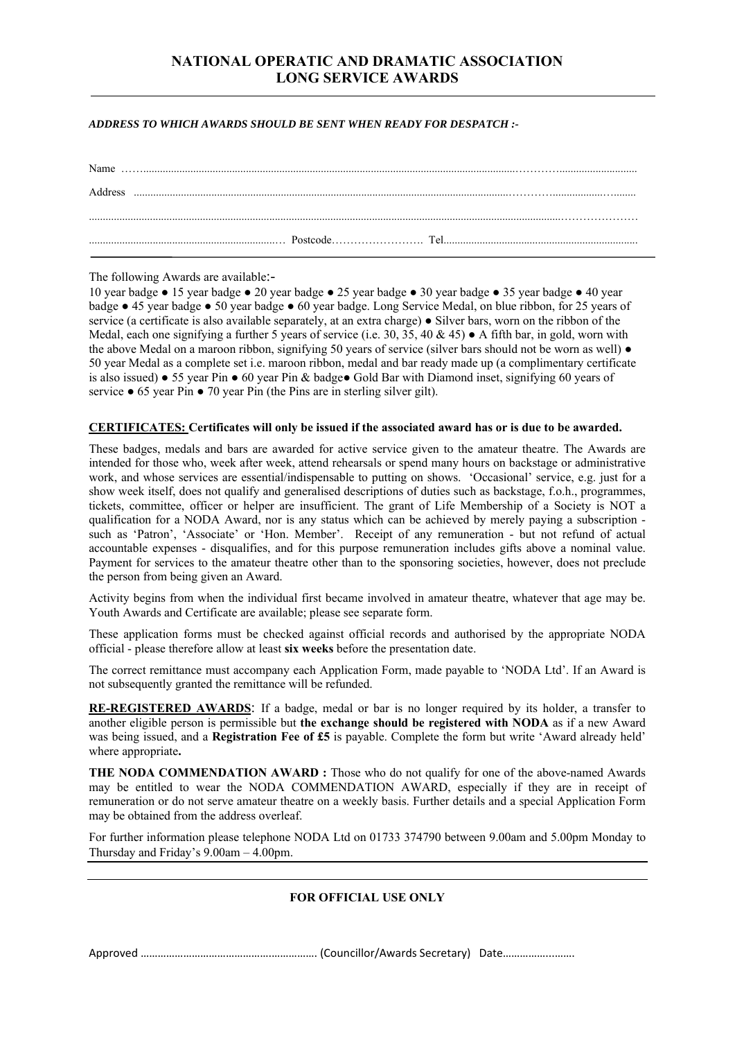# NATIONAL OPERATIC AND DRAMATIC ASSOCIATION
# LONG SERVICE AWARDS

***ADDRESS TO WHICH AWARDS SHOULD BE SENT WHEN READY FOR DESPATCH :-***

Name ……......................................................................................................................................…………...........................

Address ..........................................................................................................................................…………................…........

.........................................................................................................................................................................…………………

....................................................................… Postcode……………………. Tel......................................................................

The following Awards are available:-

10 year badge ● 15 year badge ● 20 year badge ● 25 year badge ● 30 year badge ● 35 year badge ● 40 year badge ● 45 year badge ● 50 year badge ● 60 year badge. Long Service Medal, on blue ribbon, for 25 years of service (a certificate is also available separately, at an extra charge) ● Silver bars, worn on the ribbon of the Medal, each one signifying a further 5 years of service (i.e. 30, 35, 40 & 45) ● A fifth bar, in gold, worn with the above Medal on a maroon ribbon, signifying 50 years of service (silver bars should not be worn as well) ● 50 year Medal as a complete set i.e. maroon ribbon, medal and bar ready made up (a complimentary certificate is also issued) ● 55 year Pin ● 60 year Pin & badge● Gold Bar with Diamond inset, signifying 60 years of service ● 65 year Pin ● 70 year Pin (the Pins are in sterling silver gilt).

**CERTIFICATES: Certificates will only be issued if the associated award has or is due to be awarded.**

These badges, medals and bars are awarded for active service given to the amateur theatre. The Awards are intended for those who, week after week, attend rehearsals or spend many hours on backstage or administrative work, and whose services are essential/indispensable to putting on shows. 'Occasional' service, e.g. just for a show week itself, does not qualify and generalised descriptions of duties such as backstage, f.o.h., programmes, tickets, committee, officer or helper are insufficient. The grant of Life Membership of a Society is NOT a qualification for a NODA Award, nor is any status which can be achieved by merely paying a subscription - such as 'Patron', 'Associate' or 'Hon. Member'. Receipt of any remuneration - but not refund of actual accountable expenses - disqualifies, and for this purpose remuneration includes gifts above a nominal value. Payment for services to the amateur theatre other than to the sponsoring societies, however, does not preclude the person from being given an Award.

Activity begins from when the individual first became involved in amateur theatre, whatever that age may be. Youth Awards and Certificate are available; please see separate form.

These application forms must be checked against official records and authorised by the appropriate NODA official - please therefore allow at least **six weeks** before the presentation date.

The correct remittance must accompany each Application Form, made payable to 'NODA Ltd'. If an Award is not subsequently granted the remittance will be refunded.

**RE-REGISTERED AWARDS**: If a badge, medal or bar is no longer required by its holder, a transfer to another eligible person is permissible but **the exchange should be registered with NODA** as if a new Award was being issued, and a **Registration Fee of £5** is payable. Complete the form but write 'Award already held' where appropriate**.**

**THE NODA COMMENDATION AWARD :** Those who do not qualify for one of the above-named Awards may be entitled to wear the NODA COMMENDATION AWARD, especially if they are in receipt of remuneration or do not serve amateur theatre on a weekly basis. Further details and a special Application Form may be obtained from the address overleaf.

For further information please telephone NODA Ltd on 01733 374790 between 9.00am and 5.00pm Monday to Thursday and Friday's 9.00am – 4.00pm.

**FOR OFFICIAL USE ONLY**

Approved ……………………………………………………. (Councillor/Awards Secretary) Date…………….........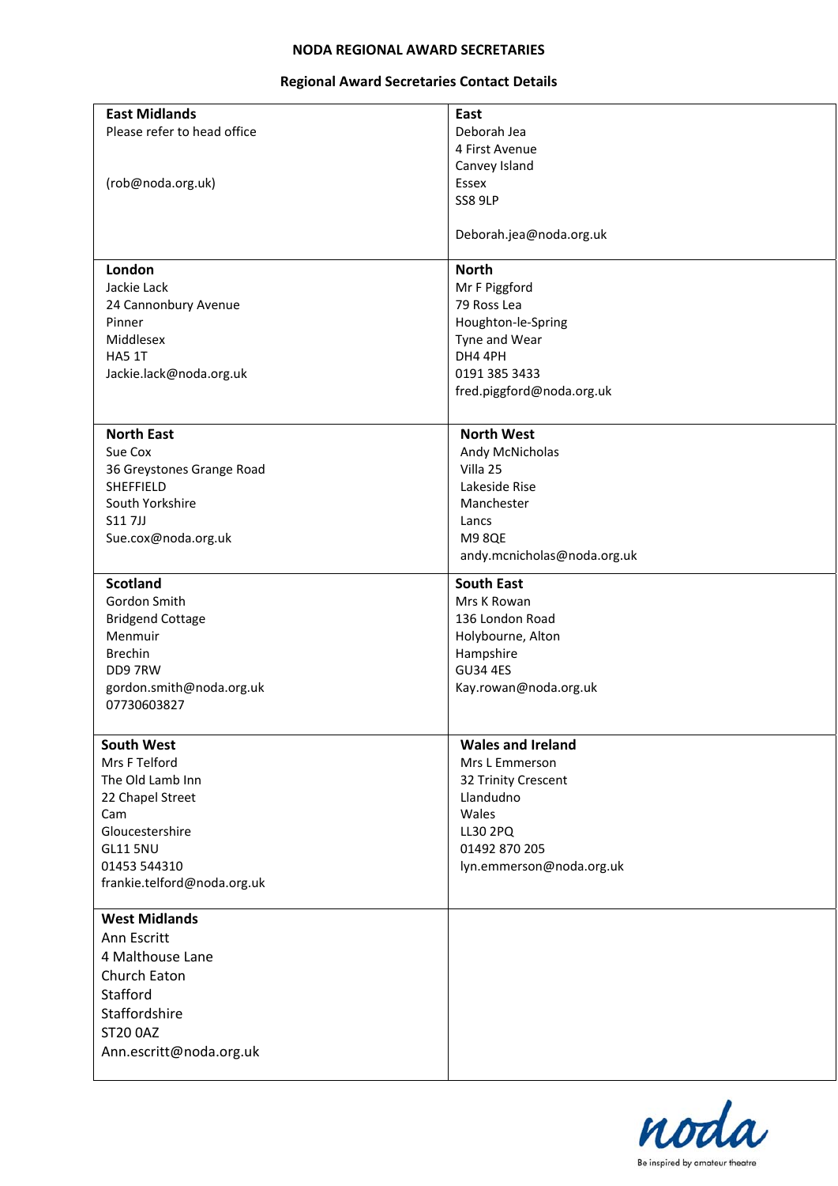# NODA REGIONAL AWARD SECRETARIES

## Regional Award Secretaries Contact Details

| | |
|---|---|
| **East Midlands**<br>Please refer to head office<br><br>(rob@noda.org.uk) | **East**<br>Deborah Jea<br>4 First Avenue<br>Canvey Island<br>Essex<br>SS8 9LP<br><br>Deborah.jea@noda.org.uk |
| **London**<br>Jackie Lack<br>24 Cannonbury Avenue<br>Pinner<br>Middlesex<br>HA5 1T<br>Jackie.lack@noda.org.uk | **North**<br>Mr F Piggford<br>79 Ross Lea<br>Houghton-le-Spring<br>Tyne and Wear<br>DH4 4PH<br>0191 385 3433<br>fred.piggford@noda.org.uk |
| **North East**<br>Sue Cox<br>36 Greystones Grange Road<br>SHEFFIELD<br>South Yorkshire<br>S11 7JJ<br>Sue.cox@noda.org.uk | **North West**<br>Andy McNicholas<br>Villa 25<br>Lakeside Rise<br>Manchester<br>Lancs<br>M9 8QE<br>andy.mcnicholas@noda.org.uk |
| **Scotland**<br>Gordon Smith<br>Bridgend Cottage<br>Menmuir<br>Brechin<br>DD9 7RW<br>gordon.smith@noda.org.uk<br>07730603827 | **South East**<br>Mrs K Rowan<br>136 London Road<br>Holybourne, Alton<br>Hampshire<br>GU34 4ES<br>Kay.rowan@noda.org.uk |
| **South West**<br>Mrs F Telford<br>The Old Lamb Inn<br>22 Chapel Street<br>Cam<br>Gloucestershire<br>GL11 5NU<br>01453 544310<br>frankie.telford@noda.org.uk | **Wales and Ireland**<br>Mrs L Emmerson<br>32 Trinity Crescent<br>Llandudno<br>Wales<br>LL30 2PQ<br>01492 870 205<br>lyn.emmerson@noda.org.uk |
| **West Midlands**<br>Ann Escritt<br>4 Malthouse Lane<br>Church Eaton<br>Stafford<br>Staffordshire<br>ST20 0AZ<br>Ann.escritt@noda.org.uk | |

noda
Be inspired by amateur theatre